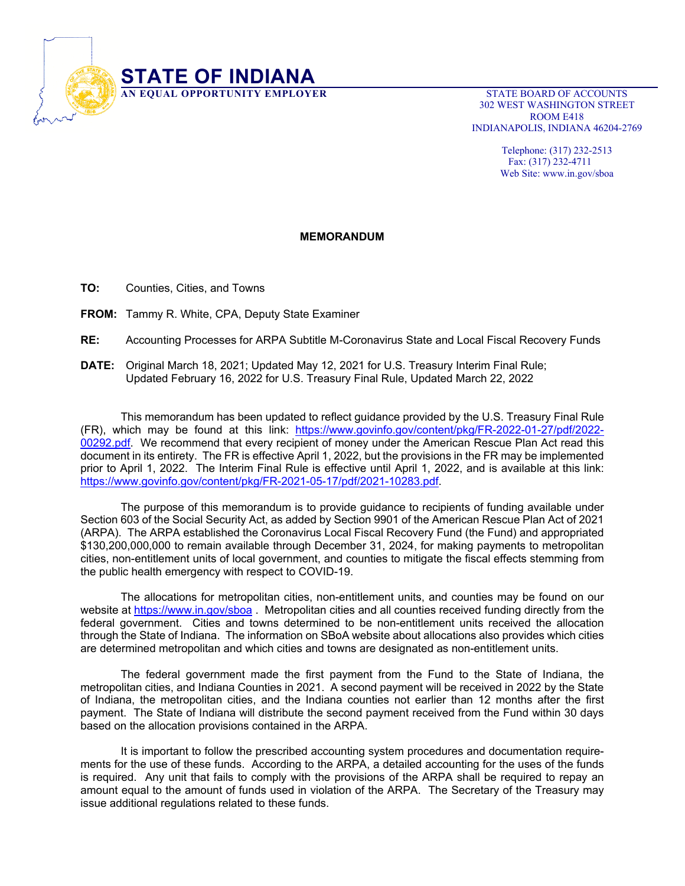# STATE OF INDIANA

**AN EQUAL OPPORTUNITY EMPLOYER**

STATE BOARD OF ACCOUNTS
302 WEST WASHINGTON STREET
ROOM E418
INDIANAPOLIS, INDIANA 46204-2769

Telephone: (317) 232-2513
Fax: (317) 232-4711
Web Site: www.in.gov/sboa

## MEMORANDUM

**TO:** Counties, Cities, and Towns

**FROM:** Tammy R. White, CPA, Deputy State Examiner

**RE:** Accounting Processes for ARPA Subtitle M-Coronavirus State and Local Fiscal Recovery Funds

**DATE:** Original March 18, 2021; Updated May 12, 2021 for U.S. Treasury Interim Final Rule; Updated February 16, 2022 for U.S. Treasury Final Rule, Updated March 22, 2022

This memorandum has been updated to reflect guidance provided by the U.S. Treasury Final Rule (FR), which may be found at this link: https://www.govinfo.gov/content/pkg/FR-2022-01-27/pdf/2022-00292.pdf. We recommend that every recipient of money under the American Rescue Plan Act read this document in its entirety. The FR is effective April 1, 2022, but the provisions in the FR may be implemented prior to April 1, 2022. The Interim Final Rule is effective until April 1, 2022, and is available at this link: https://www.govinfo.gov/content/pkg/FR-2021-05-17/pdf/2021-10283.pdf.

The purpose of this memorandum is to provide guidance to recipients of funding available under Section 603 of the Social Security Act, as added by Section 9901 of the American Rescue Plan Act of 2021 (ARPA). The ARPA established the Coronavirus Local Fiscal Recovery Fund (the Fund) and appropriated $130,200,000,000 to remain available through December 31, 2024, for making payments to metropolitan cities, non-entitlement units of local government, and counties to mitigate the fiscal effects stemming from the public health emergency with respect to COVID-19.

The allocations for metropolitan cities, non-entitlement units, and counties may be found on our website at https://www.in.gov/sboa . Metropolitan cities and all counties received funding directly from the federal government. Cities and towns determined to be non-entitlement units received the allocation through the State of Indiana. The information on SBoA website about allocations also provides which cities are determined metropolitan and which cities and towns are designated as non-entitlement units.

The federal government made the first payment from the Fund to the State of Indiana, the metropolitan cities, and Indiana Counties in 2021. A second payment will be received in 2022 by the State of Indiana, the metropolitan cities, and the Indiana counties not earlier than 12 months after the first payment. The State of Indiana will distribute the second payment received from the Fund within 30 days based on the allocation provisions contained in the ARPA.

It is important to follow the prescribed accounting system procedures and documentation requirements for the use of these funds. According to the ARPA, a detailed accounting for the uses of the funds is required. Any unit that fails to comply with the provisions of the ARPA shall be required to repay an amount equal to the amount of funds used in violation of the ARPA. The Secretary of the Treasury may issue additional regulations related to these funds.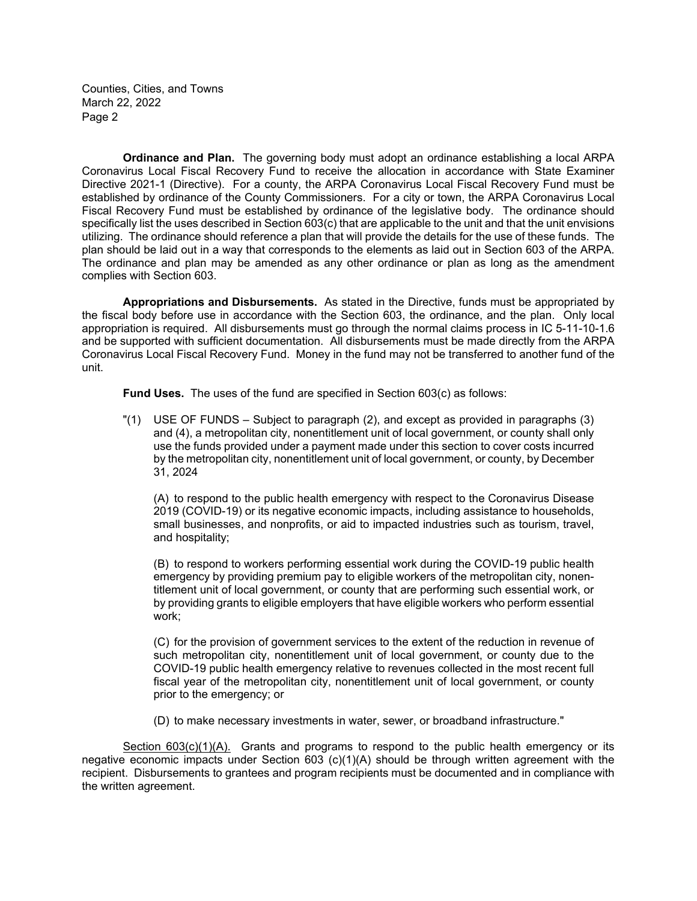**Ordinance and Plan.** The governing body must adopt an ordinance establishing a local ARPA Coronavirus Local Fiscal Recovery Fund to receive the allocation in accordance with State Examiner Directive 2021-1 (Directive). For a county, the ARPA Coronavirus Local Fiscal Recovery Fund must be established by ordinance of the County Commissioners. For a city or town, the ARPA Coronavirus Local Fiscal Recovery Fund must be established by ordinance of the legislative body. The ordinance should specifically list the uses described in Section 603(c) that are applicable to the unit and that the unit envisions utilizing. The ordinance should reference a plan that will provide the details for the use of these funds. The plan should be laid out in a way that corresponds to the elements as laid out in Section 603 of the ARPA. The ordinance and plan may be amended as any other ordinance or plan as long as the amendment complies with Section 603.

**Appropriations and Disbursements.** As stated in the Directive, funds must be appropriated by the fiscal body before use in accordance with the Section 603, the ordinance, and the plan. Only local appropriation is required. All disbursements must go through the normal claims process in IC 5-11-10-1.6 and be supported with sufficient documentation. All disbursements must be made directly from the ARPA Coronavirus Local Fiscal Recovery Fund. Money in the fund may not be transferred to another fund of the unit.

**Fund Uses.** The uses of the fund are specified in Section 603(c) as follows:

"(1) USE OF FUNDS – Subject to paragraph (2), and except as provided in paragraphs (3) and (4), a metropolitan city, nonentitlement unit of local government, or county shall only use the funds provided under a payment made under this section to cover costs incurred by the metropolitan city, nonentitlement unit of local government, or county, by December 31, 2024

> (A) to respond to the public health emergency with respect to the Coronavirus Disease 2019 (COVID-19) or its negative economic impacts, including assistance to households, small businesses, and nonprofits, or aid to impacted industries such as tourism, travel, and hospitality;
>
> (B) to respond to workers performing essential work during the COVID-19 public health emergency by providing premium pay to eligible workers of the metropolitan city, nonentitlement unit of local government, or county that are performing such essential work, or by providing grants to eligible employers that have eligible workers who perform essential work;
>
> (C) for the provision of government services to the extent of the reduction in revenue of such metropolitan city, nonentitlement unit of local government, or county due to the COVID-19 public health emergency relative to revenues collected in the most recent full fiscal year of the metropolitan city, nonentitlement unit of local government, or county prior to the emergency; or
>
> (D) to make necessary investments in water, sewer, or broadband infrastructure."

Section 603(c)(1)(A). Grants and programs to respond to the public health emergency or its negative economic impacts under Section 603 (c)(1)(A) should be through written agreement with the recipient. Disbursements to grantees and program recipients must be documented and in compliance with the written agreement.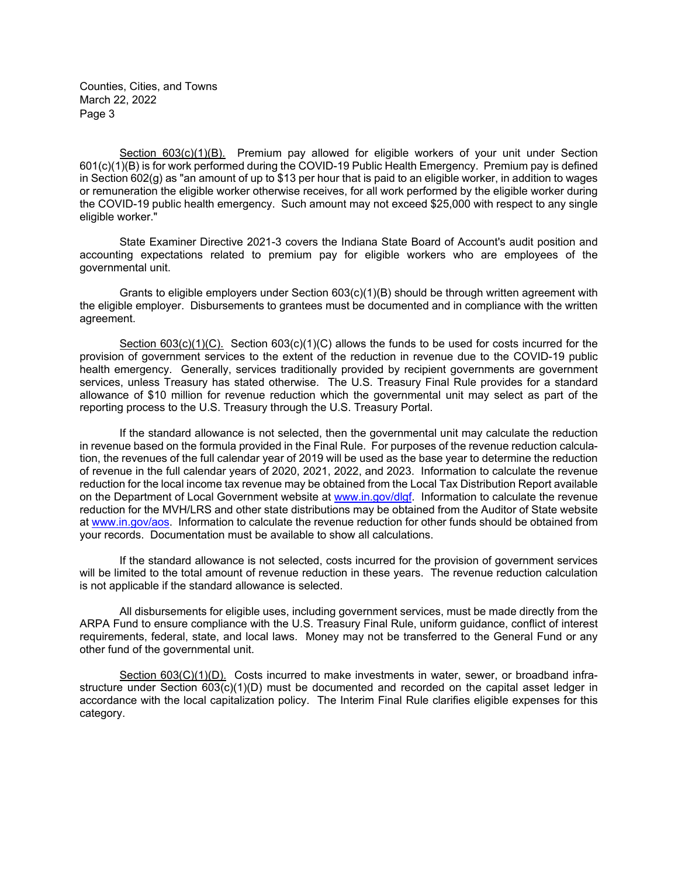Section 603(c)(1)(B). Premium pay allowed for eligible workers of your unit under Section 601(c)(1)(B) is for work performed during the COVID-19 Public Health Emergency. Premium pay is defined in Section 602(g) as "an amount of up to $13 per hour that is paid to an eligible worker, in addition to wages or remuneration the eligible worker otherwise receives, for all work performed by the eligible worker during the COVID-19 public health emergency. Such amount may not exceed $25,000 with respect to any single eligible worker."

State Examiner Directive 2021-3 covers the Indiana State Board of Account's audit position and accounting expectations related to premium pay for eligible workers who are employees of the governmental unit.

Grants to eligible employers under Section 603(c)(1)(B) should be through written agreement with the eligible employer. Disbursements to grantees must be documented and in compliance with the written agreement.

Section 603(c)(1)(C). Section 603(c)(1)(C) allows the funds to be used for costs incurred for the provision of government services to the extent of the reduction in revenue due to the COVID-19 public health emergency. Generally, services traditionally provided by recipient governments are government services, unless Treasury has stated otherwise. The U.S. Treasury Final Rule provides for a standard allowance of $10 million for revenue reduction which the governmental unit may select as part of the reporting process to the U.S. Treasury through the U.S. Treasury Portal.

If the standard allowance is not selected, then the governmental unit may calculate the reduction in revenue based on the formula provided in the Final Rule. For purposes of the revenue reduction calculation, the revenues of the full calendar year of 2019 will be used as the base year to determine the reduction of revenue in the full calendar years of 2020, 2021, 2022, and 2023. Information to calculate the revenue reduction for the local income tax revenue may be obtained from the Local Tax Distribution Report available on the Department of Local Government website at www.in.gov/dlgf. Information to calculate the revenue reduction for the MVH/LRS and other state distributions may be obtained from the Auditor of State website at www.in.gov/aos. Information to calculate the revenue reduction for other funds should be obtained from your records. Documentation must be available to show all calculations.

If the standard allowance is not selected, costs incurred for the provision of government services will be limited to the total amount of revenue reduction in these years. The revenue reduction calculation is not applicable if the standard allowance is selected.

All disbursements for eligible uses, including government services, must be made directly from the ARPA Fund to ensure compliance with the U.S. Treasury Final Rule, uniform guidance, conflict of interest requirements, federal, state, and local laws. Money may not be transferred to the General Fund or any other fund of the governmental unit.

Section 603(C)(1)(D). Costs incurred to make investments in water, sewer, or broadband infrastructure under Section 603(c)(1)(D) must be documented and recorded on the capital asset ledger in accordance with the local capitalization policy. The Interim Final Rule clarifies eligible expenses for this category.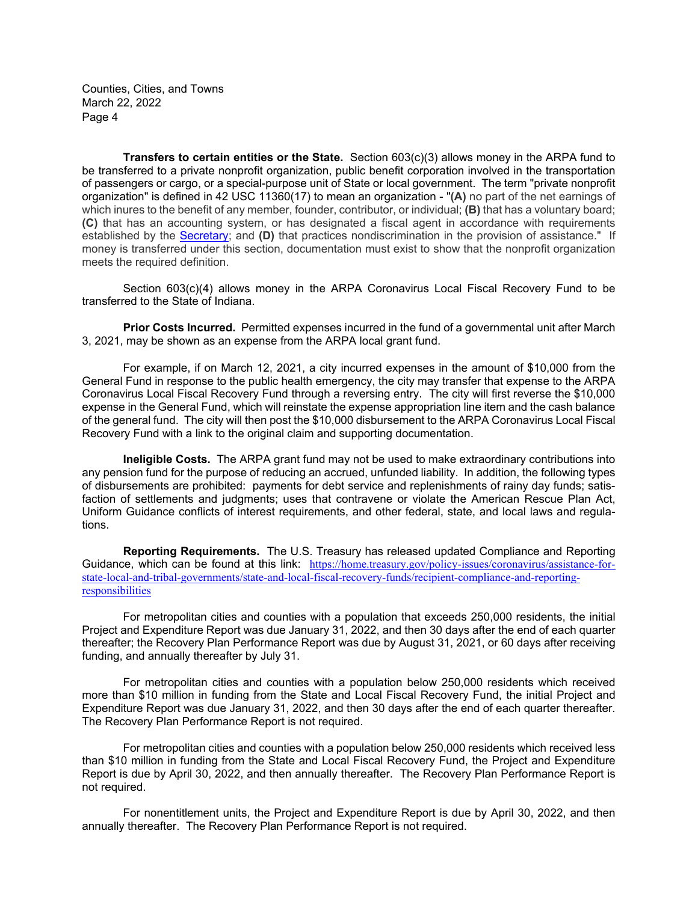**Transfers to certain entities or the State.** Section 603(c)(3) allows money in the ARPA fund to be transferred to a private nonprofit organization, public benefit corporation involved in the transportation of passengers or cargo, or a special-purpose unit of State or local government. The term "private nonprofit organization" is defined in 42 USC 11360(17) to mean an organization - "**(A)** no part of the net earnings of which inures to the benefit of any member, founder, contributor, or individual; **(B)** that has a voluntary board; **(C)** that has an accounting system, or has designated a fiscal agent in accordance with requirements established by the [Secretary]; and **(D)** that practices nondiscrimination in the provision of assistance." If money is transferred under this section, documentation must exist to show that the nonprofit organization meets the required definition.

Section 603(c)(4) allows money in the ARPA Coronavirus Local Fiscal Recovery Fund to be transferred to the State of Indiana.

**Prior Costs Incurred.** Permitted expenses incurred in the fund of a governmental unit after March 3, 2021, may be shown as an expense from the ARPA local grant fund.

For example, if on March 12, 2021, a city incurred expenses in the amount of $10,000 from the General Fund in response to the public health emergency, the city may transfer that expense to the ARPA Coronavirus Local Fiscal Recovery Fund through a reversing entry. The city will first reverse the $10,000 expense in the General Fund, which will reinstate the expense appropriation line item and the cash balance of the general fund. The city will then post the $10,000 disbursement to the ARPA Coronavirus Local Fiscal Recovery Fund with a link to the original claim and supporting documentation.

**Ineligible Costs.** The ARPA grant fund may not be used to make extraordinary contributions into any pension fund for the purpose of reducing an accrued, unfunded liability. In addition, the following types of disbursements are prohibited: payments for debt service and replenishments of rainy day funds; satisfaction of settlements and judgments; uses that contravene or violate the American Rescue Plan Act, Uniform Guidance conflicts of interest requirements, and other federal, state, and local laws and regulations.

**Reporting Requirements.** The U.S. Treasury has released updated Compliance and Reporting Guidance, which can be found at this link: https://home.treasury.gov/policy-issues/coronavirus/assistance-for-state-local-and-tribal-governments/state-and-local-fiscal-recovery-funds/recipient-compliance-and-reporting-responsibilities

For metropolitan cities and counties with a population that exceeds 250,000 residents, the initial Project and Expenditure Report was due January 31, 2022, and then 30 days after the end of each quarter thereafter; the Recovery Plan Performance Report was due by August 31, 2021, or 60 days after receiving funding, and annually thereafter by July 31.

For metropolitan cities and counties with a population below 250,000 residents which received more than $10 million in funding from the State and Local Fiscal Recovery Fund, the initial Project and Expenditure Report was due January 31, 2022, and then 30 days after the end of each quarter thereafter. The Recovery Plan Performance Report is not required.

For metropolitan cities and counties with a population below 250,000 residents which received less than $10 million in funding from the State and Local Fiscal Recovery Fund, the Project and Expenditure Report is due by April 30, 2022, and then annually thereafter. The Recovery Plan Performance Report is not required.

For nonentitlement units, the Project and Expenditure Report is due by April 30, 2022, and then annually thereafter. The Recovery Plan Performance Report is not required.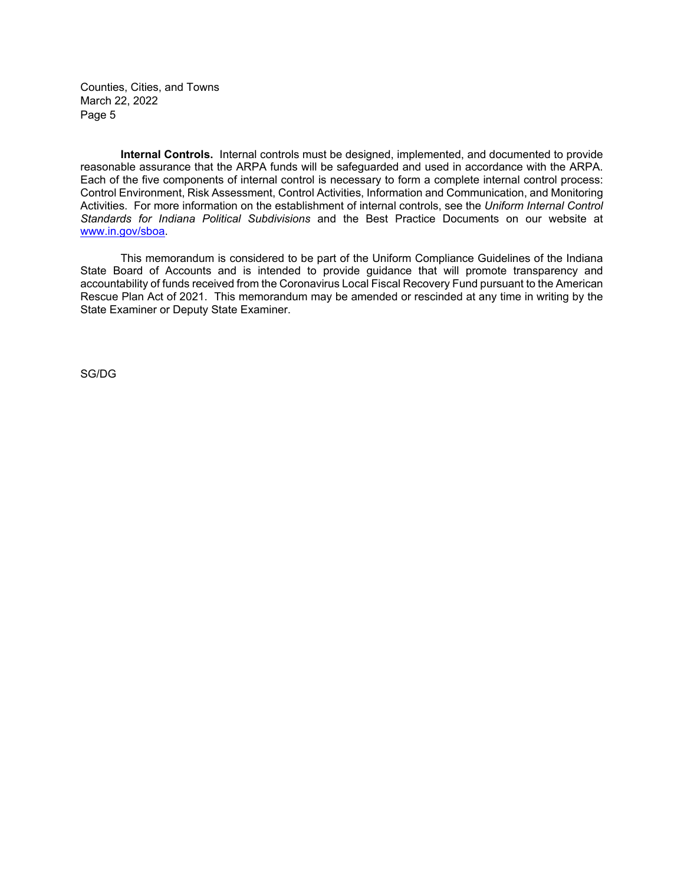**Internal Controls.** Internal controls must be designed, implemented, and documented to provide reasonable assurance that the ARPA funds will be safeguarded and used in accordance with the ARPA. Each of the five components of internal control is necessary to form a complete internal control process: Control Environment, Risk Assessment, Control Activities, Information and Communication, and Monitoring Activities. For more information on the establishment of internal controls, see the *Uniform Internal Control Standards for Indiana Political Subdivisions* and the Best Practice Documents on our website at [www.in.gov/sboa](http://www.in.gov/sboa).

This memorandum is considered to be part of the Uniform Compliance Guidelines of the Indiana State Board of Accounts and is intended to provide guidance that will promote transparency and accountability of funds received from the Coronavirus Local Fiscal Recovery Fund pursuant to the American Rescue Plan Act of 2021. This memorandum may be amended or rescinded at any time in writing by the State Examiner or Deputy State Examiner.

SG/DG